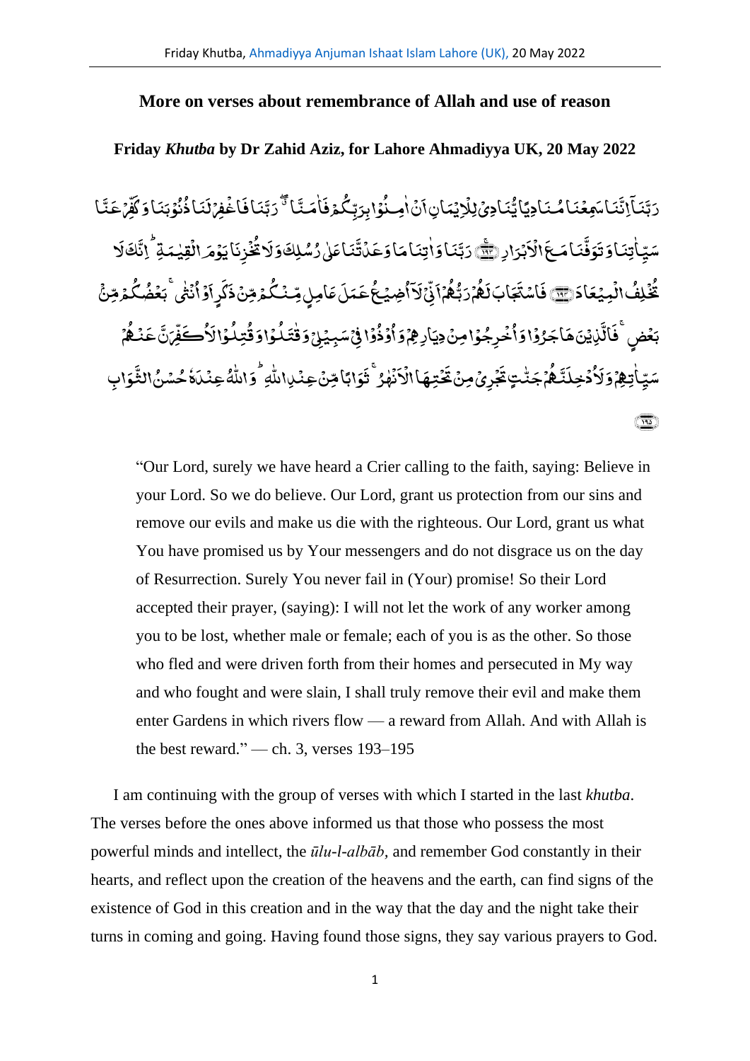## More on verses about remembrance of Allah and use of reason

### Friday *Khutba* by Dr Zahid Aziz, for Lahore Ahmadiyya UK, 20 May 2022

رَبَّنَآ اِنَّنَا سَمِعْنَا مُنَادِيًا يُّنَادِيْ لِلْاِيْمَانِ اَنْ اٰمِنُوْا بِرَبِّكُمْ فَاٰمَنَّا ۖ رَبَّنَا فَاغْفِرْ لَنَا ذُنُوْبَنَا وَكَفِّرْ عَنَّا سَيِّاٰتِنَا وَتَوَفَّنَا مَعَ الْاَبْرَارِ ﴿۱۹۳﴾ رَبَّنَا وَاٰتِنَا مَا وَعَدْتَّنَا عَلٰى رُسُلِكَ وَلَا تُخْزِنَا يَوْمَ الْقِيٰمَةِ ۗ اِنَّكَ لَا تُخْلِفُ الْمِيْعَادَ ﴿۱۹۴﴾ فَاسْتَجَابَ لَهُمْ رَبُّهُمْ اَنِّيْ لَاۤ اُضِيْعُ عَمَلَ عَامِلٍ مِّنْكُمْ مِّنْ ذَكَرٍ اَوْ اُنْثٰى ۚ بَعْضُكُمْ مِّنْ بَعْضٍ ۚ فَالَّذِيْنَ هَاجَرُوْا وَاُخْرِجُوْا مِنْ دِيَارِهِمْ وَاُوْذُوْا فِيْ سَبِيْلِيْ وَقٰتَلُوْا وَقُتِلُوْا لَاُكَفِّرَنَّ عَنْهُمْ سَيِّاٰتِهِمْ وَلَاُدْخِلَنَّهُمْ جَنّٰتٍ تَجْرِيْ مِنْ تَحْتِهَا الْاَنْهٰرُ ۚ ثَوَابًا مِّنْ عِنْدِ اللّٰهِ ۗ وَاللّٰهُ عِنْدَهٗ حُسْنُ الثَّوَابِ ﴿۱۹۵﴾

> "Our Lord, surely we have heard a Crier calling to the faith, saying: Believe in your Lord. So we do believe. Our Lord, grant us protection from our sins and remove our evils and make us die with the righteous. Our Lord, grant us what You have promised us by Your messengers and do not disgrace us on the day of Resurrection. Surely You never fail in (Your) promise! So their Lord accepted their prayer, (saying): I will not let the work of any worker among you to be lost, whether male or female; each of you is as the other. So those who fled and were driven forth from their homes and persecuted in My way and who fought and were slain, I shall truly remove their evil and make them enter Gardens in which rivers flow — a reward from Allah. And with Allah is the best reward." — ch. 3, verses 193–195

I am continuing with the group of verses with which I started in the last *khutba*. The verses before the ones above informed us that those who possess the most powerful minds and intellect, the *ūlu-l-albāb*, and remember God constantly in their hearts, and reflect upon the creation of the heavens and the earth, can find signs of the existence of God in this creation and in the way that the day and the night take their turns in coming and going. Having found those signs, they say various prayers to God.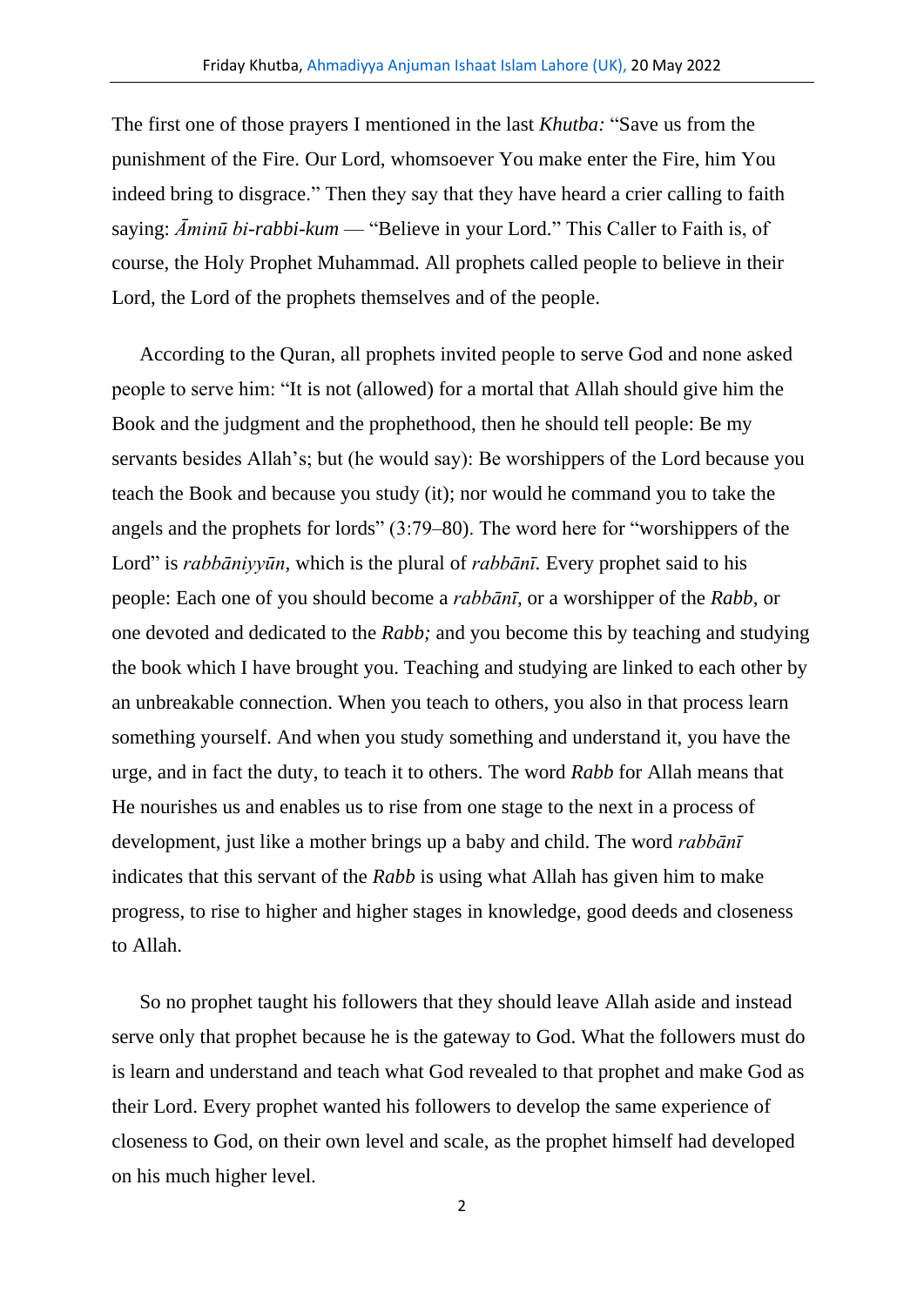The first one of those prayers I mentioned in the last *Khutba:* "Save us from the punishment of the Fire. Our Lord, whomsoever You make enter the Fire, him You indeed bring to disgrace." Then they say that they have heard a crier calling to faith saying: *Āminū bi-rabbi-kum* — "Believe in your Lord." This Caller to Faith is, of course, the Holy Prophet Muhammad. All prophets called people to believe in their Lord, the Lord of the prophets themselves and of the people.

According to the Quran, all prophets invited people to serve God and none asked people to serve him: "It is not (allowed) for a mortal that Allah should give him the Book and the judgment and the prophethood, then he should tell people: Be my servants besides Allah's; but (he would say): Be worshippers of the Lord because you teach the Book and because you study (it); nor would he command you to take the angels and the prophets for lords" (3:79–80). The word here for "worshippers of the Lord" is *rabbāniyyūn,* which is the plural of *rabbānī.* Every prophet said to his people: Each one of you should become a *rabbānī,* or a worshipper of the *Rabb,* or one devoted and dedicated to the *Rabb;* and you become this by teaching and studying the book which I have brought you. Teaching and studying are linked to each other by an unbreakable connection. When you teach to others, you also in that process learn something yourself. And when you study something and understand it, you have the urge, and in fact the duty, to teach it to others. The word *Rabb* for Allah means that He nourishes us and enables us to rise from one stage to the next in a process of development, just like a mother brings up a baby and child. The word *rabbānī* indicates that this servant of the *Rabb* is using what Allah has given him to make progress, to rise to higher and higher stages in knowledge, good deeds and closeness to Allah.

So no prophet taught his followers that they should leave Allah aside and instead serve only that prophet because he is the gateway to God. What the followers must do is learn and understand and teach what God revealed to that prophet and make God as their Lord. Every prophet wanted his followers to develop the same experience of closeness to God, on their own level and scale, as the prophet himself had developed on his much higher level.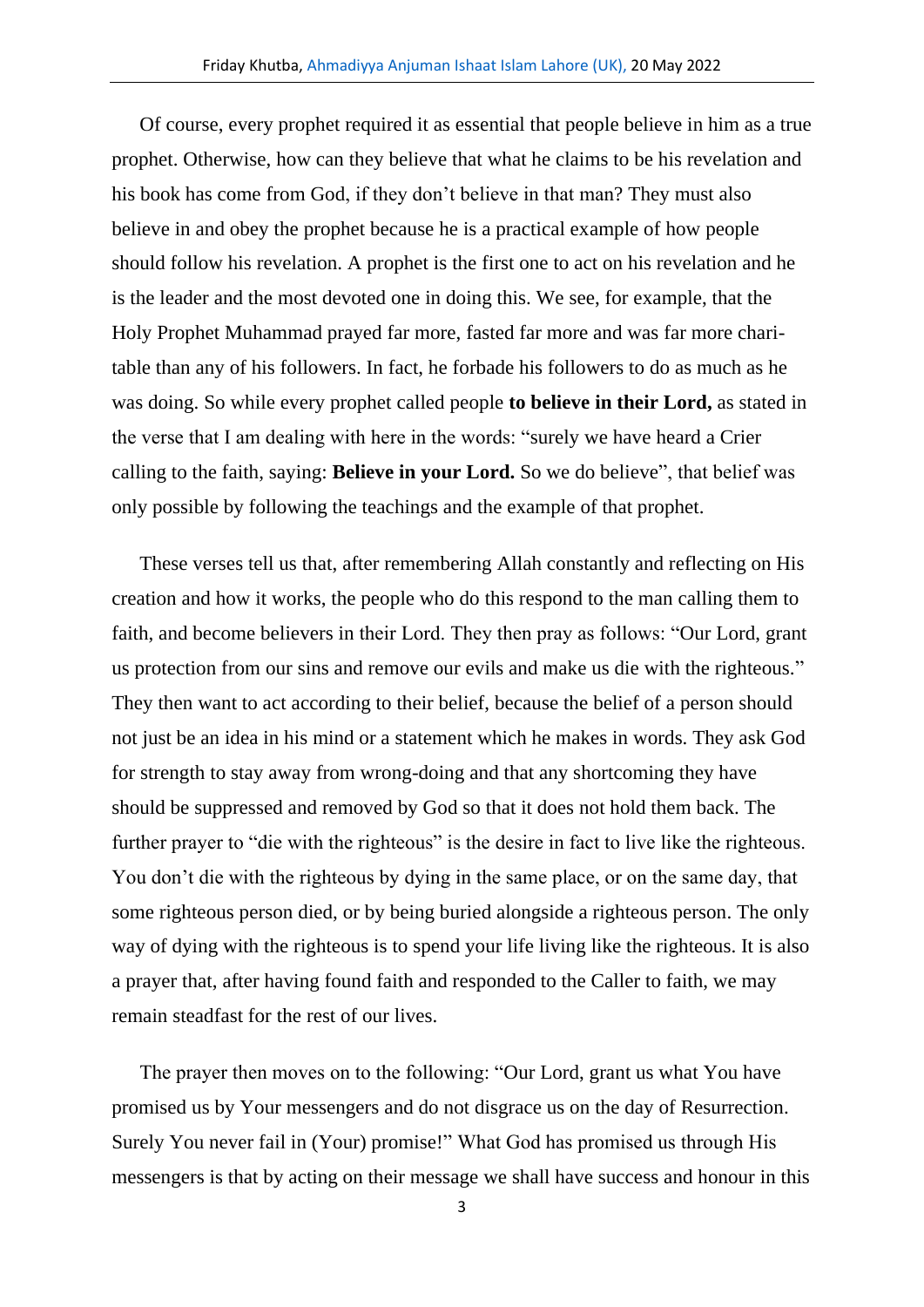Of course, every prophet required it as essential that people believe in him as a true prophet. Otherwise, how can they believe that what he claims to be his revelation and his book has come from God, if they don't believe in that man? They must also believe in and obey the prophet because he is a practical example of how people should follow his revelation. A prophet is the first one to act on his revelation and he is the leader and the most devoted one in doing this. We see, for example, that the Holy Prophet Muhammad prayed far more, fasted far more and was far more charitable than any of his followers. In fact, he forbade his followers to do as much as he was doing. So while every prophet called people **to believe in their Lord,** as stated in the verse that I am dealing with here in the words: "surely we have heard a Crier calling to the faith, saying: **Believe in your Lord.** So we do believe", that belief was only possible by following the teachings and the example of that prophet.

These verses tell us that, after remembering Allah constantly and reflecting on His creation and how it works, the people who do this respond to the man calling them to faith, and become believers in their Lord. They then pray as follows: "Our Lord, grant us protection from our sins and remove our evils and make us die with the righteous." They then want to act according to their belief, because the belief of a person should not just be an idea in his mind or a statement which he makes in words. They ask God for strength to stay away from wrong-doing and that any shortcoming they have should be suppressed and removed by God so that it does not hold them back. The further prayer to "die with the righteous" is the desire in fact to live like the righteous. You don't die with the righteous by dying in the same place, or on the same day, that some righteous person died, or by being buried alongside a righteous person. The only way of dying with the righteous is to spend your life living like the righteous. It is also a prayer that, after having found faith and responded to the Caller to faith, we may remain steadfast for the rest of our lives.

The prayer then moves on to the following: "Our Lord, grant us what You have promised us by Your messengers and do not disgrace us on the day of Resurrection. Surely You never fail in (Your) promise!" What God has promised us through His messengers is that by acting on their message we shall have success and honour in this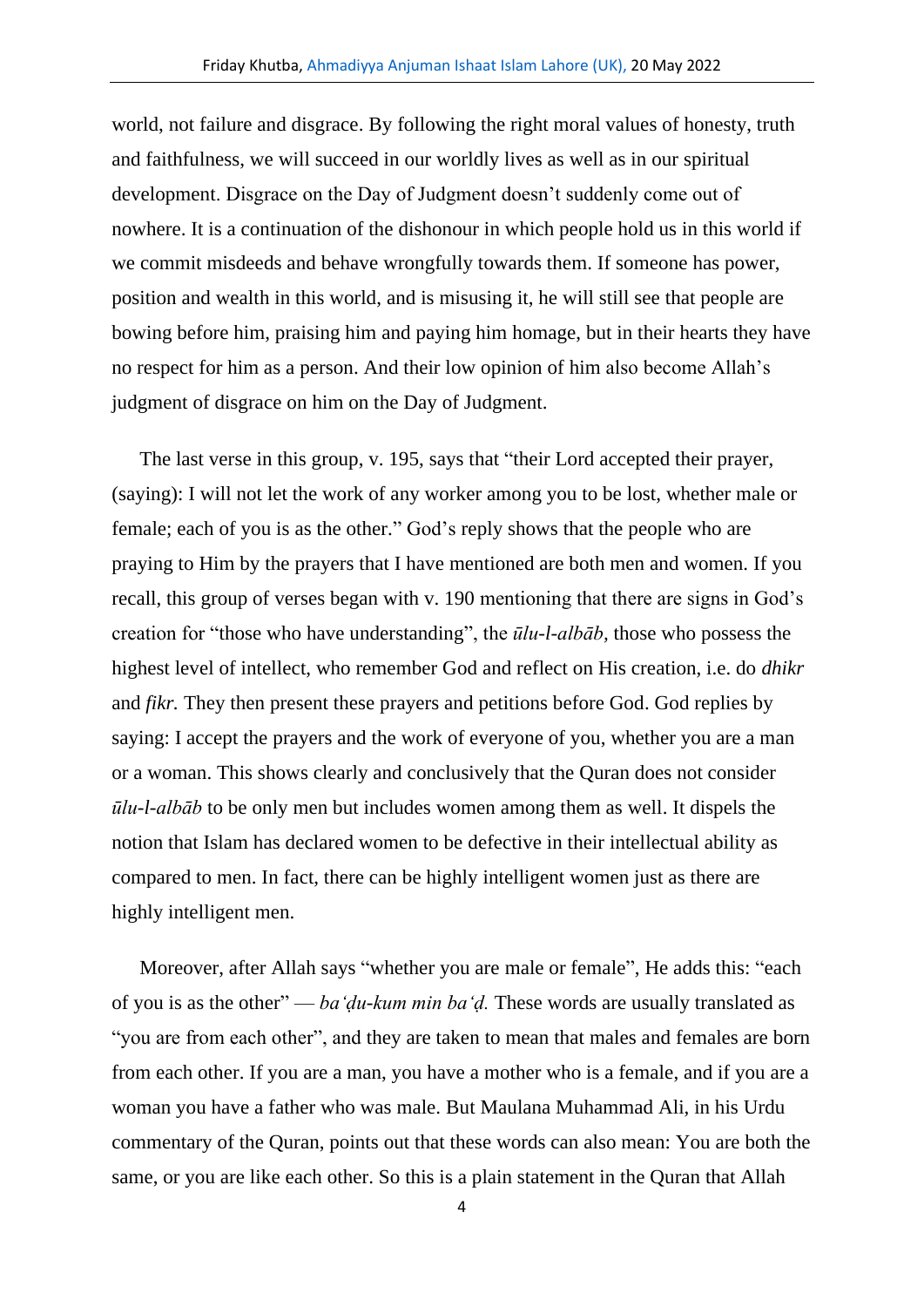world, not failure and disgrace. By following the right moral values of honesty, truth and faithfulness, we will succeed in our worldly lives as well as in our spiritual development. Disgrace on the Day of Judgment doesn't suddenly come out of nowhere. It is a continuation of the dishonour in which people hold us in this world if we commit misdeeds and behave wrongfully towards them. If someone has power, position and wealth in this world, and is misusing it, he will still see that people are bowing before him, praising him and paying him homage, but in their hearts they have no respect for him as a person. And their low opinion of him also become Allah's judgment of disgrace on him on the Day of Judgment.

The last verse in this group, v. 195, says that "their Lord accepted their prayer, (saying): I will not let the work of any worker among you to be lost, whether male or female; each of you is as the other." God's reply shows that the people who are praying to Him by the prayers that I have mentioned are both men and women. If you recall, this group of verses began with v. 190 mentioning that there are signs in God's creation for "those who have understanding", the *ūlu-l-albāb*, those who possess the highest level of intellect, who remember God and reflect on His creation, i.e. do *dhikr* and *fikr.* They then present these prayers and petitions before God. God replies by saying: I accept the prayers and the work of everyone of you, whether you are a man or a woman. This shows clearly and conclusively that the Quran does not consider *ūlu-l-albāb* to be only men but includes women among them as well. It dispels the notion that Islam has declared women to be defective in their intellectual ability as compared to men. In fact, there can be highly intelligent women just as there are highly intelligent men.

Moreover, after Allah says "whether you are male or female", He adds this: "each of you is as the other" — *ba'ḍu-kum min ba'ḍ.* These words are usually translated as "you are from each other", and they are taken to mean that males and females are born from each other. If you are a man, you have a mother who is a female, and if you are a woman you have a father who was male. But Maulana Muhammad Ali, in his Urdu commentary of the Quran, points out that these words can also mean: You are both the same, or you are like each other. So this is a plain statement in the Quran that Allah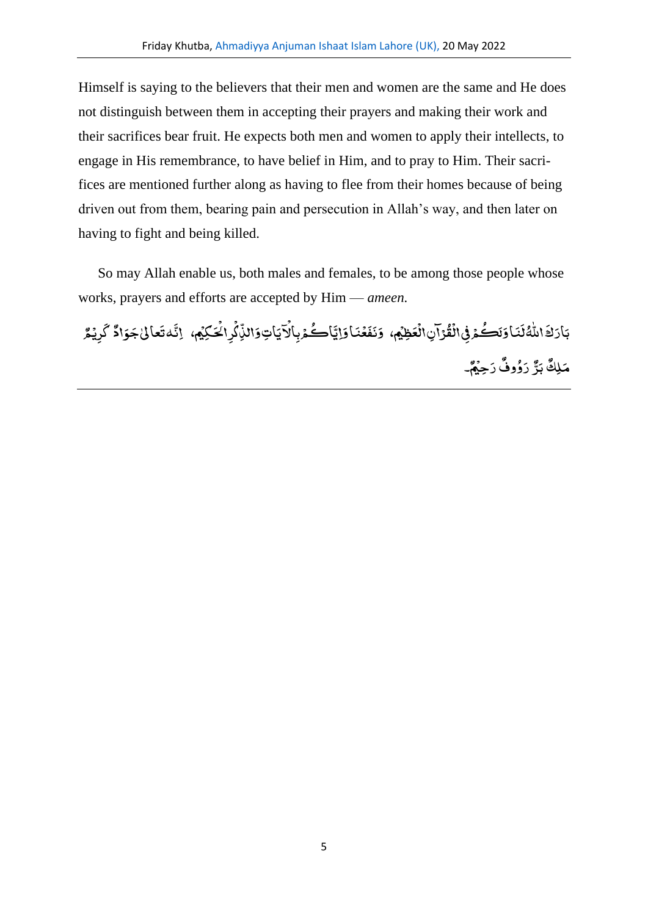Himself is saying to the believers that their men and women are the same and He does not distinguish between them in accepting their prayers and making their work and their sacrifices bear fruit. He expects both men and women to apply their intellects, to engage in His remembrance, to have belief in Him, and to pray to Him. Their sacrifices are mentioned further along as having to flee from their homes because of being driven out from them, bearing pain and persecution in Allah's way, and then later on having to fight and being killed.

So may Allah enable us, both males and females, to be among those people whose works, prayers and efforts are accepted by Him — *ameen.*

بَارَكَ اللّٰهُ لَنَا وَلَكُمْ فِي الْقُرْآنِ الْعَظِيْمِ، وَنَفَعَنَا وَإِيَّاكُمْ بِالْآيَاتِ وَالذِّكْرِ الْحَكِيْمِ، اِنَّهُ تَعَالٰى جَوَادٌ كَرِيْمٌ مَلِكٌ بَرٌّ رَؤُوفٌ رَحِيْمٌ۔